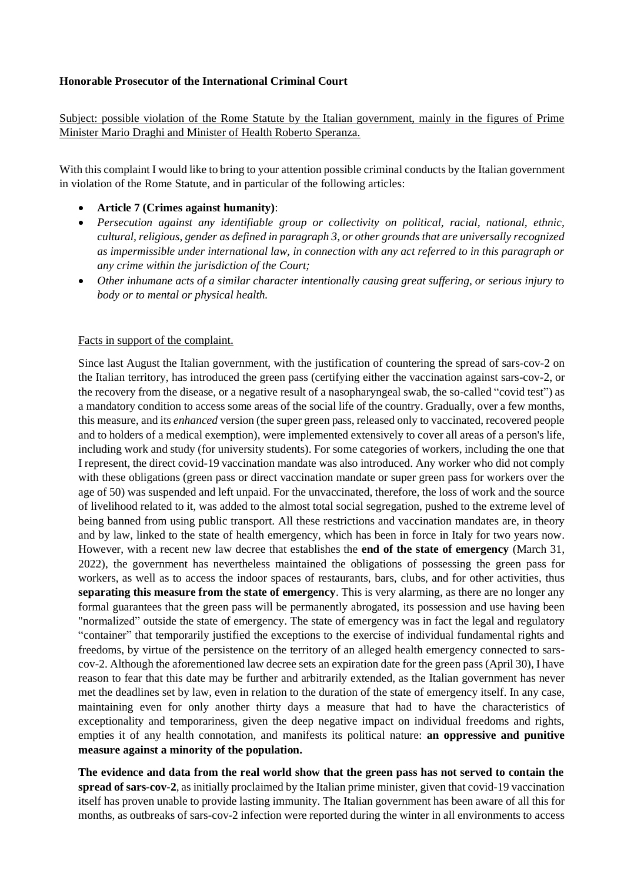**Honorable Prosecutor of the International Criminal Court**

Subject: possible violation of the Rome Statute by the Italian government, mainly in the figures of Prime Minister Mario Draghi and Minister of Health Roberto Speranza.

With this complaint I would like to bring to your attention possible criminal conducts by the Italian government in violation of the Rome Statute, and in particular of the following articles:

- **Article 7 (Crimes against humanity)**:
- *Persecution against any identifiable group or collectivity on political, racial, national, ethnic, cultural, religious, gender as defined in paragraph 3, or other grounds that are universally recognized as impermissible under international law, in connection with any act referred to in this paragraph or any crime within the jurisdiction of the Court;*
- *Other inhumane acts of a similar character intentionally causing great suffering, or serious injury to body or to mental or physical health.*

Facts in support of the complaint.

Since last August the Italian government, with the justification of countering the spread of sars-cov-2 on the Italian territory, has introduced the green pass (certifying either the vaccination against sars-cov-2, or the recovery from the disease, or a negative result of a nasopharyngeal swab, the so-called "covid test") as a mandatory condition to access some areas of the social life of the country. Gradually, over a few months, this measure, and its *enhanced* version (the super green pass, released only to vaccinated, recovered people and to holders of a medical exemption), were implemented extensively to cover all areas of a person's life, including work and study (for university students). For some categories of workers, including the one that I represent, the direct covid-19 vaccination mandate was also introduced. Any worker who did not comply with these obligations (green pass or direct vaccination mandate or super green pass for workers over the age of 50) was suspended and left unpaid. For the unvaccinated, therefore, the loss of work and the source of livelihood related to it, was added to the almost total social segregation, pushed to the extreme level of being banned from using public transport. All these restrictions and vaccination mandates are, in theory and by law, linked to the state of health emergency, which has been in force in Italy for two years now. However, with a recent new law decree that establishes the **end of the state of emergency** (March 31, 2022), the government has nevertheless maintained the obligations of possessing the green pass for workers, as well as to access the indoor spaces of restaurants, bars, clubs, and for other activities, thus **separating this measure from the state of emergency**. This is very alarming, as there are no longer any formal guarantees that the green pass will be permanently abrogated, its possession and use having been "normalized" outside the state of emergency. The state of emergency was in fact the legal and regulatory "container" that temporarily justified the exceptions to the exercise of individual fundamental rights and freedoms, by virtue of the persistence on the territory of an alleged health emergency connected to sars-cov-2. Although the aforementioned law decree sets an expiration date for the green pass (April 30), I have reason to fear that this date may be further and arbitrarily extended, as the Italian government has never met the deadlines set by law, even in relation to the duration of the state of emergency itself. In any case, maintaining even for only another thirty days a measure that had to have the characteristics of exceptionality and temporariness, given the deep negative impact on individual freedoms and rights, empties it of any health connotation, and manifests its political nature: **an oppressive and punitive measure against a minority of the population.**

**The evidence and data from the real world show that the green pass has not served to contain the spread of sars-cov-2**, as initially proclaimed by the Italian prime minister, given that covid-19 vaccination itself has proven unable to provide lasting immunity. The Italian government has been aware of all this for months, as outbreaks of sars-cov-2 infection were reported during the winter in all environments to access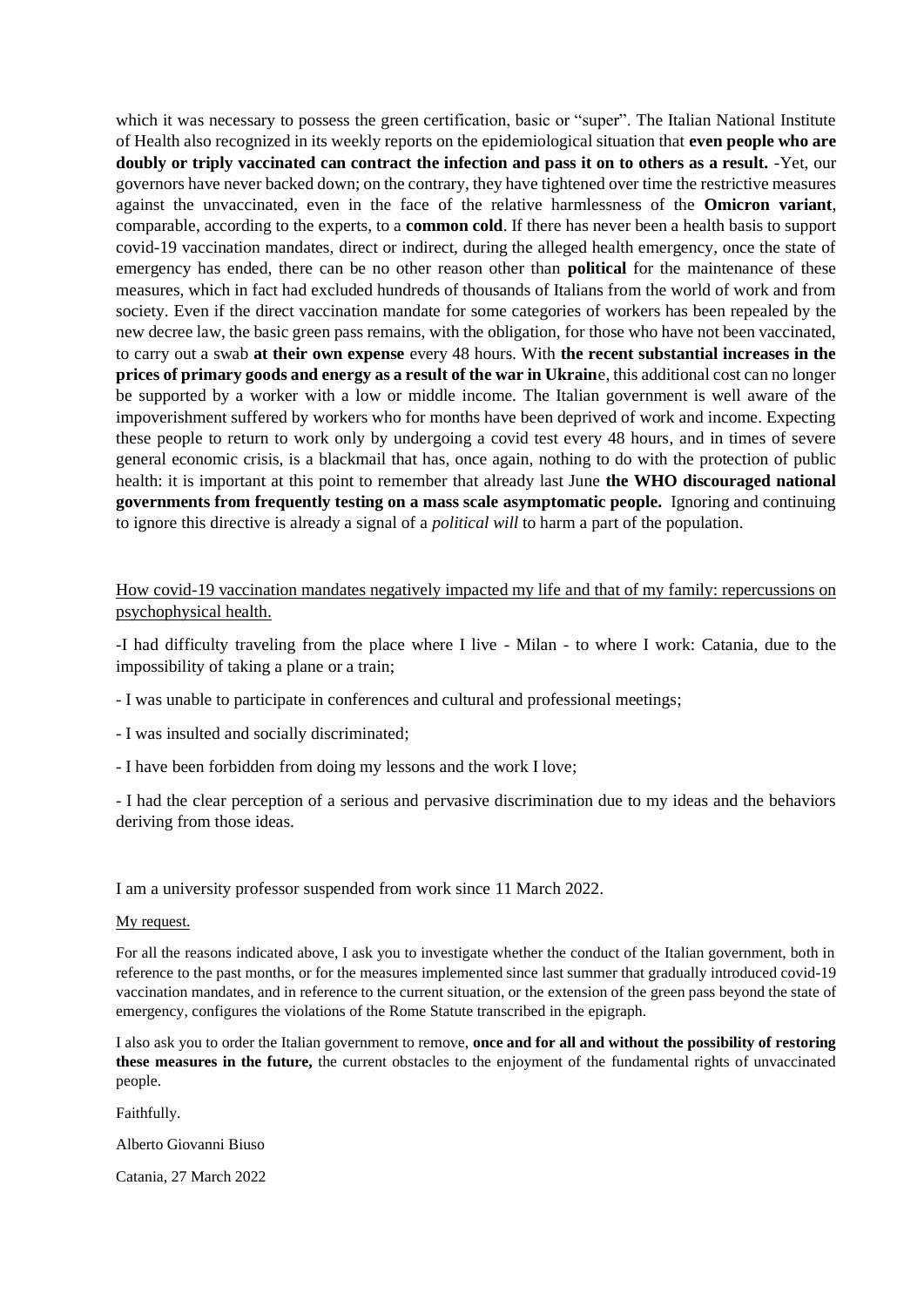which it was necessary to possess the green certification, basic or "super". The Italian National Institute of Health also recognized in its weekly reports on the epidemiological situation that **even people who are doubly or triply vaccinated can contract the infection and pass it on to others as a result.** -Yet, our governors have never backed down; on the contrary, they have tightened over time the restrictive measures against the unvaccinated, even in the face of the relative harmlessness of the **Omicron variant**, comparable, according to the experts, to a **common cold**. If there has never been a health basis to support covid-19 vaccination mandates, direct or indirect, during the alleged health emergency, once the state of emergency has ended, there can be no other reason other than **political** for the maintenance of these measures, which in fact had excluded hundreds of thousands of Italians from the world of work and from society. Even if the direct vaccination mandate for some categories of workers has been repealed by the new decree law, the basic green pass remains, with the obligation, for those who have not been vaccinated, to carry out a swab **at their own expense** every 48 hours. With **the recent substantial increases in the prices of primary goods and energy as a result of the war in Ukrain**e, this additional cost can no longer be supported by a worker with a low or middle income. The Italian government is well aware of the impoverishment suffered by workers who for months have been deprived of work and income. Expecting these people to return to work only by undergoing a covid test every 48 hours, and in times of severe general economic crisis, is a blackmail that has, once again, nothing to do with the protection of public health: it is important at this point to remember that already last June **the WHO discouraged national governments from frequently testing on a mass scale asymptomatic people.** Ignoring and continuing to ignore this directive is already a signal of a *political will* to harm a part of the population.

How covid-19 vaccination mandates negatively impacted my life and that of my family: repercussions on psychophysical health.

-I had difficulty traveling from the place where I live - Milan - to where I work: Catania, due to the impossibility of taking a plane or a train;

- I was unable to participate in conferences and cultural and professional meetings;

- I was insulted and socially discriminated;

- I have been forbidden from doing my lessons and the work I love;

- I had the clear perception of a serious and pervasive discrimination due to my ideas and the behaviors deriving from those ideas.

I am a university professor suspended from work since 11 March 2022.

My request.

For all the reasons indicated above, I ask you to investigate whether the conduct of the Italian government, both in reference to the past months, or for the measures implemented since last summer that gradually introduced covid-19 vaccination mandates, and in reference to the current situation, or the extension of the green pass beyond the state of emergency, configures the violations of the Rome Statute transcribed in the epigraph.

I also ask you to order the Italian government to remove, **once and for all and without the possibility of restoring these measures in the future,** the current obstacles to the enjoyment of the fundamental rights of unvaccinated people.

Faithfully.

Alberto Giovanni Biuso

Catania, 27 March 2022